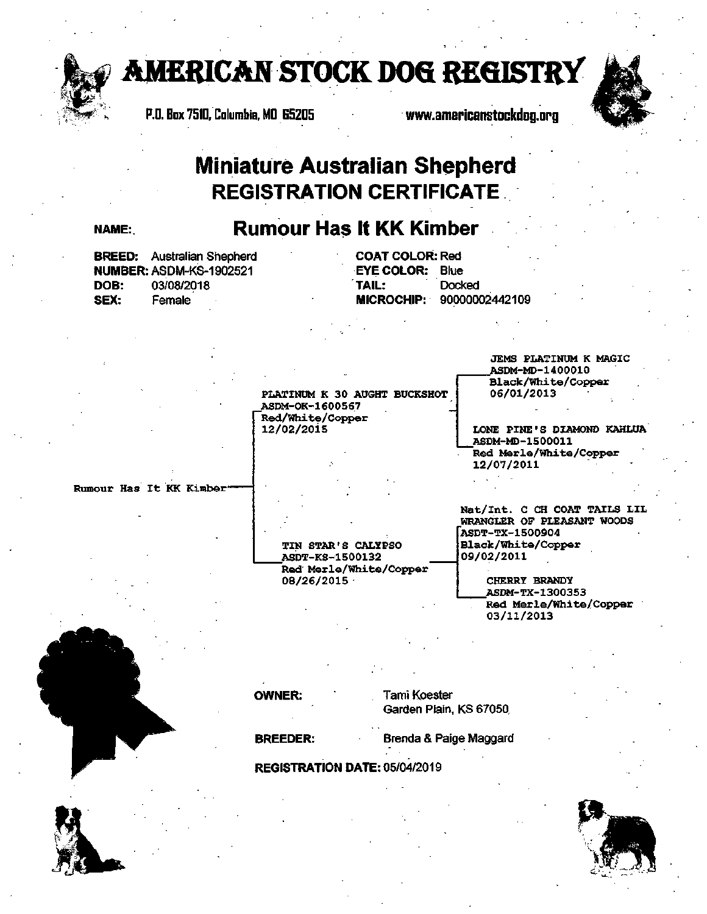# AMERICAN STOCK DOG REGISTRY

P.O. Box 7510, Columbia, MO 65205 www.americanstockdog.org

## Miniature Australian Shepherd
## REGISTRATION CERTIFICATE

**NAME:** **Rumour Has It KK Kimber**

**BREED:** Australian Shepherd
**NUMBER:** ASDM-KS-1902521
**DOB:** 03/08/2018
**SEX:** Female

**COAT COLOR:** Red
**EYE COLOR:** Blue
**TAIL:** Docked
**MICROCHIP:** 90000002442109

Rumour Has It KK Kimber

- **Sire:** PLATINUM K 30 AUGHT BUCKSHOT
  ASDM-OK-1600567
  Red/White/Copper
  12/02/2015
  - **Sire:** JEMS PLATINUM K MAGIC
    ASDM-MD-1400010
    Black/White/Copper
    06/01/2013
  - **Dam:** LONE PINE'S DIAMOND KAHLUA
    ASDM-MD-1500011
    Red Merle/White/Copper
    12/07/2011
- **Dam:** TIN STAR'S CALYPSO
  ASDT-KS-1500132
  Red Merle/White/Copper
  08/26/2015
  - **Sire:** Nat/Int. C CH COAT TAILS LIL WRANGLER OF PLEASANT WOODS
    ASDT-TX-1500904
    Black/White/Copper
    09/02/2011
  - **Dam:** CHERRY BRANDY
    ASDM-TX-1300353
    Red Merle/White/Copper
    03/11/2013

**OWNER:** Tami Koester
Garden Plain, KS 67050

**BREEDER:** Brenda & Paige Maggard

**REGISTRATION DATE:** 05/04/2019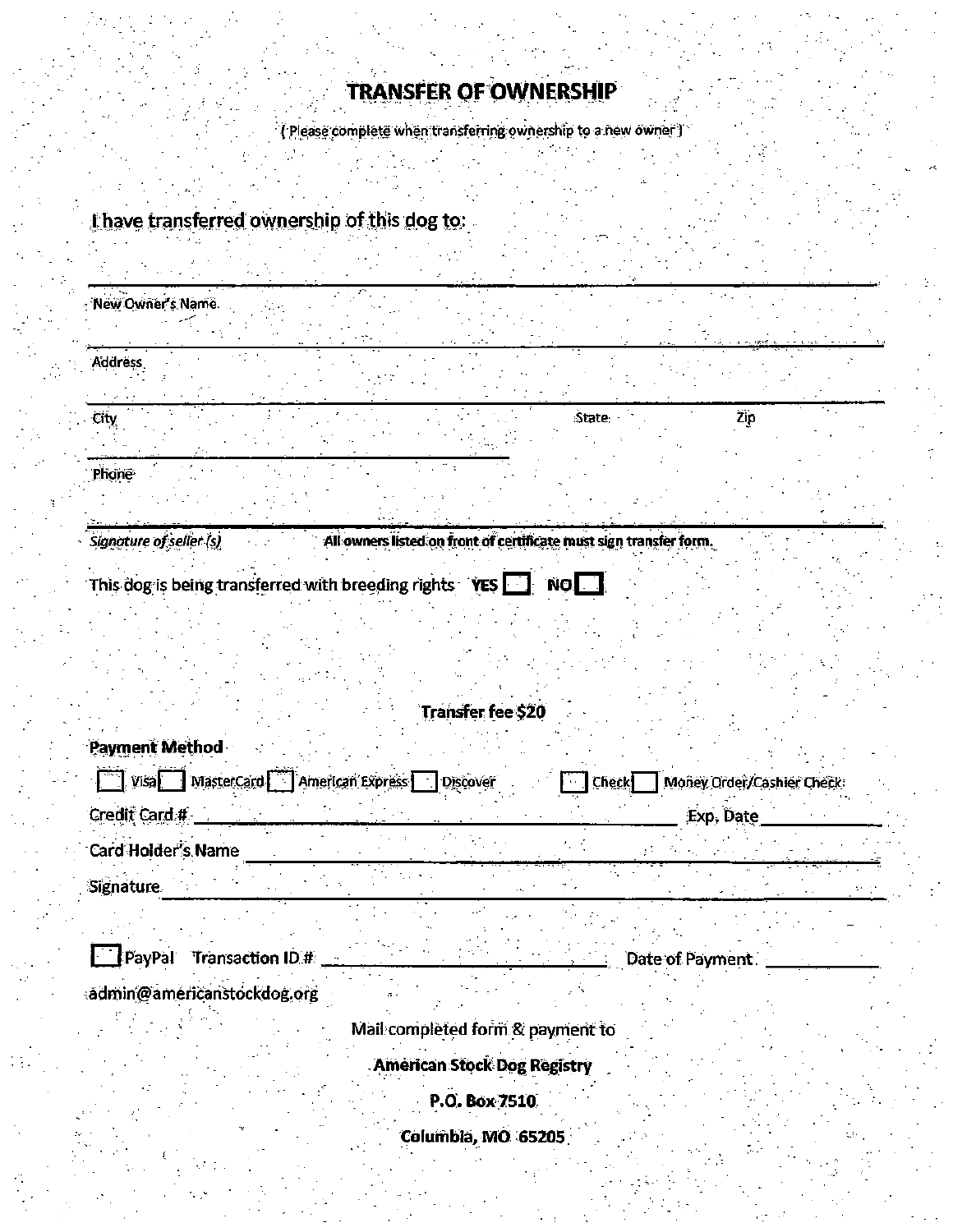# TRANSFER OF OWNERSHIP

( Please complete when transferring ownership to a new owner )

I have transferred ownership of this dog to:

\_\_\_\_\_\_\_\_\_\_\_\_\_\_\_\_\_\_\_\_\_\_\_\_\_\_\_\_\_\_\_\_\_\_\_\_\_\_\_\_
New Owner's Name

\_\_\_\_\_\_\_\_\_\_\_\_\_\_\_\_\_\_\_\_\_\_\_\_\_\_\_\_\_\_\_\_\_\_\_\_\_\_\_\_
Address

\_\_\_\_\_\_\_\_\_\_\_\_\_\_\_\_\_\_\_\_\_\_\_\_\_\_\_\_\_\_\_\_\_\_\_\_\_\_\_\_
City State Zip

\_\_\_\_\_\_\_\_\_\_\_\_\_\_\_\_\_\_\_\_\_\_\_\_
Phone

\_\_\_\_\_\_\_\_\_\_\_\_\_\_\_\_\_\_\_\_\_\_\_\_\_\_\_\_\_\_\_\_\_\_\_\_\_\_\_\_
*Signature of seller (s)* **All owners listed on front of certificate must sign transfer form.**

This dog is being transferred with breeding rights **YES** ☐ **NO** ☐

**Transfer fee $20**

**Payment Method**

☐ Visa ☐ MasterCard ☐ American Express ☐ Discover ☐ Check ☐ Money Order/Cashier Check:

Credit Card # \_\_\_\_\_\_\_\_\_\_\_\_\_\_\_\_\_\_\_\_\_\_\_\_\_\_\_\_\_\_ Exp. Date \_\_\_\_\_\_\_\_\_\_

Card Holder's Name \_\_\_\_\_\_\_\_\_\_\_\_\_\_\_\_\_\_\_\_\_\_\_\_\_\_\_\_\_\_

Signature \_\_\_\_\_\_\_\_\_\_\_\_\_\_\_\_\_\_\_\_\_\_\_\_\_\_\_\_\_\_

☐ PayPal Transaction ID # \_\_\_\_\_\_\_\_\_\_\_\_\_\_\_\_\_\_\_\_ Date of Payment \_\_\_\_\_\_\_\_\_\_

admin@americanstockdog.org

Mail completed form & payment to

**American Stock Dog Registry**

**P.O. Box 7510**

**Columbia, MO 65205**